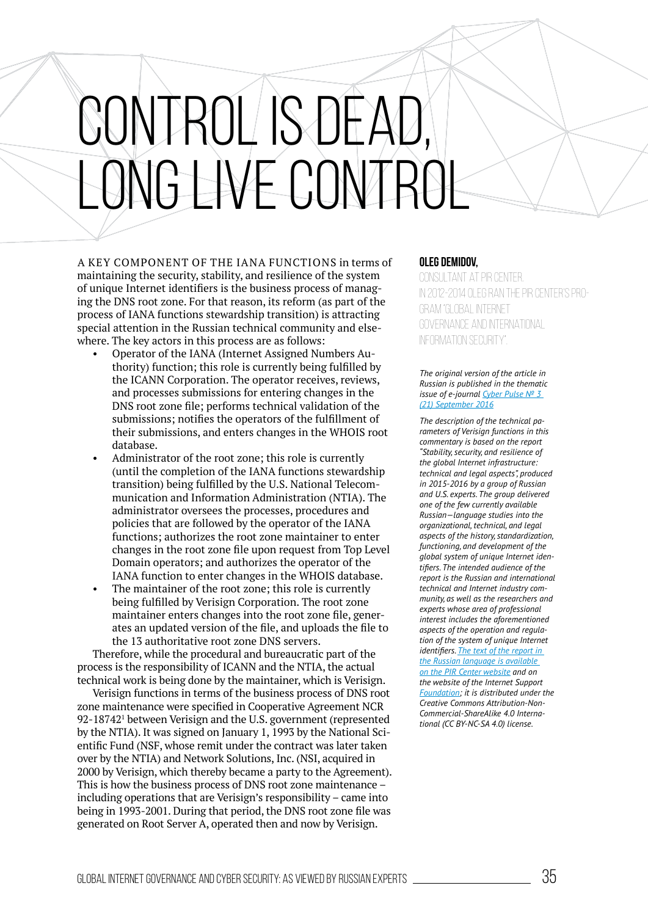# CONTROL IS DEAD, LONG LIVE CONTROL

**OLEG DEMIDOV,**

CONSULTANT AT PIR CENTER. IN 2012-2014 OLEG RAN THE PIR CENTER'S PROGRAM "GLOBAL INTERNET GOVERNANCE AND INTERNATIONAL INFORMATION SECURITY".

*The original version of the article in Russian is published in the thematic issue of e-journal [Cyber Pulse № 3 (21) September 2016]*

*The description of the technical parameters of Verisign functions in this commentary is based on the report "Stability, security, and resilience of the global Internet infrastructure: technical and legal aspects", produced in 2015-2016 by a group of Russian and U.S. experts. The group delivered one of the few currently available Russian—language studies into the organizational, technical, and legal aspects of the history, standardization, functioning, and development of the global system of unique Internet identifiers. The intended audience of the report is the Russian and international technical and Internet industry community, as well as the researchers and experts whose area of professional interest includes the aforementioned aspects of the operation and regulation of the system of unique Internet identifiers. [The text of the report in the Russian language is available on the PIR Center website] and on the website of the Internet Support [Foundation]; it is distributed under the Creative Commons Attribution-Non-Commercial-ShareAlike 4.0 International (CC BY-NC-SA 4.0) license.*

A KEY COMPONENT OF THE IANA FUNCTIONS in terms of maintaining the security, stability, and resilience of the system of unique Internet identifiers is the business process of managing the DNS root zone. For that reason, its reform (as part of the process of IANA functions stewardship transition) is attracting special attention in the Russian technical community and elsewhere. The key actors in this process are as follows:

- Operator of the IANA (Internet Assigned Numbers Authority) function; this role is currently being fulfilled by the ICANN Corporation. The operator receives, reviews, and processes submissions for entering changes in the DNS root zone file; performs technical validation of the submissions; notifies the operators of the fulfillment of their submissions, and enters changes in the WHOIS root database.
- Administrator of the root zone; this role is currently (until the completion of the IANA functions stewardship transition) being fulfilled by the U.S. National Telecommunication and Information Administration (NTIA). The administrator oversees the processes, procedures and policies that are followed by the operator of the IANA functions; authorizes the root zone maintainer to enter changes in the root zone file upon request from Top Level Domain operators; and authorizes the operator of the IANA function to enter changes in the WHOIS database.
- The maintainer of the root zone; this role is currently being fulfilled by Verisign Corporation. The root zone maintainer enters changes into the root zone file, generates an updated version of the file, and uploads the file to the 13 authoritative root zone DNS servers.

Therefore, while the procedural and bureaucratic part of the process is the responsibility of ICANN and the NTIA, the actual technical work is being done by the maintainer, which is Verisign.

Verisign functions in terms of the business process of DNS root zone maintenance were specified in Cooperative Agreement NCR 92-18742[1] between Verisign and the U.S. government (represented by the NTIA). It was signed on January 1, 1993 by the National Scientific Fund (NSF, whose remit under the contract was later taken over by the NTIA) and Network Solutions, Inc. (NSI, acquired in 2000 by Verisign, which thereby became a party to the Agreement). This is how the business process of DNS root zone maintenance – including operations that are Verisign's responsibility – came into being in 1993-2001. During that period, the DNS root zone file was generated on Root Server A, operated then and now by Verisign.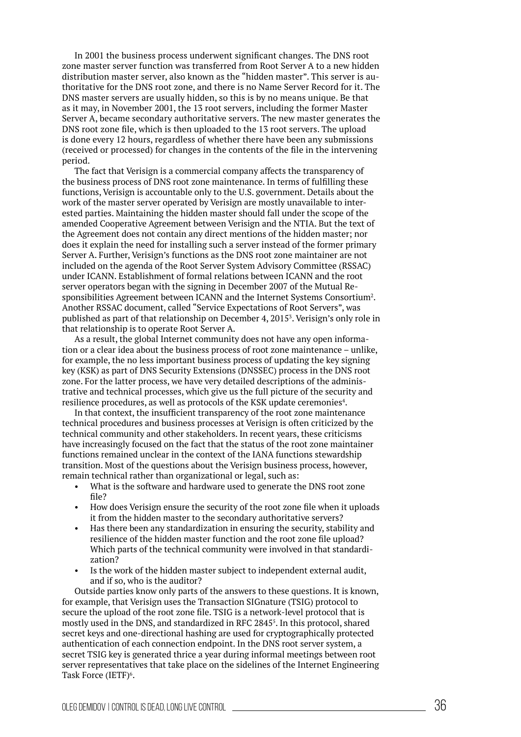In 2001 the business process underwent significant changes. The DNS root zone master server function was transferred from Root Server A to a new hidden distribution master server, also known as the "hidden master". This server is authoritative for the DNS root zone, and there is no Name Server Record for it. The DNS master servers are usually hidden, so this is by no means unique. Be that as it may, in November 2001, the 13 root servers, including the former Master Server A, became secondary authoritative servers. The new master generates the DNS root zone file, which is then uploaded to the 13 root servers. The upload is done every 12 hours, regardless of whether there have been any submissions (received or processed) for changes in the contents of the file in the intervening period.

The fact that Verisign is a commercial company affects the transparency of the business process of DNS root zone maintenance. In terms of fulfilling these functions, Verisign is accountable only to the U.S. government. Details about the work of the master server operated by Verisign are mostly unavailable to interested parties. Maintaining the hidden master should fall under the scope of the amended Cooperative Agreement between Verisign and the NTIA. But the text of the Agreement does not contain any direct mentions of the hidden master; nor does it explain the need for installing such a server instead of the former primary Server A. Further, Verisign's functions as the DNS root zone maintainer are not included on the agenda of the Root Server System Advisory Committee (RSSAC) under ICANN. Establishment of formal relations between ICANN and the root server operators began with the signing in December 2007 of the Mutual Responsibilities Agreement between ICANN and the Internet Systems Consortium[2]. Another RSSAC document, called "Service Expectations of Root Servers", was published as part of that relationship on December 4, 2015[3]. Verisign's only role in that relationship is to operate Root Server A.

As a result, the global Internet community does not have any open information or a clear idea about the business process of root zone maintenance – unlike, for example, the no less important business process of updating the key signing key (KSK) as part of DNS Security Extensions (DNSSEC) process in the DNS root zone. For the latter process, we have very detailed descriptions of the administrative and technical processes, which give us the full picture of the security and resilience procedures, as well as protocols of the KSK update ceremonies[4].

In that context, the insufficient transparency of the root zone maintenance technical procedures and business processes at Verisign is often criticized by the technical community and other stakeholders. In recent years, these criticisms have increasingly focused on the fact that the status of the root zone maintainer functions remained unclear in the context of the IANA functions stewardship transition. Most of the questions about the Verisign business process, however, remain technical rather than organizational or legal, such as:

- What is the software and hardware used to generate the DNS root zone file?
- How does Verisign ensure the security of the root zone file when it uploads it from the hidden master to the secondary authoritative servers?
- Has there been any standardization in ensuring the security, stability and resilience of the hidden master function and the root zone file upload? Which parts of the technical community were involved in that standardization?
- Is the work of the hidden master subject to independent external audit, and if so, who is the auditor?

Outside parties know only parts of the answers to these questions. It is known, for example, that Verisign uses the Transaction SIGnature (TSIG) protocol to secure the upload of the root zone file. TSIG is a network-level protocol that is mostly used in the DNS, and standardized in RFC 2845[5]. In this protocol, shared secret keys and one-directional hashing are used for cryptographically protected authentication of each connection endpoint. In the DNS root server system, a secret TSIG key is generated thrice a year during informal meetings between root server representatives that take place on the sidelines of the Internet Engineering Task Force (IETF)[6].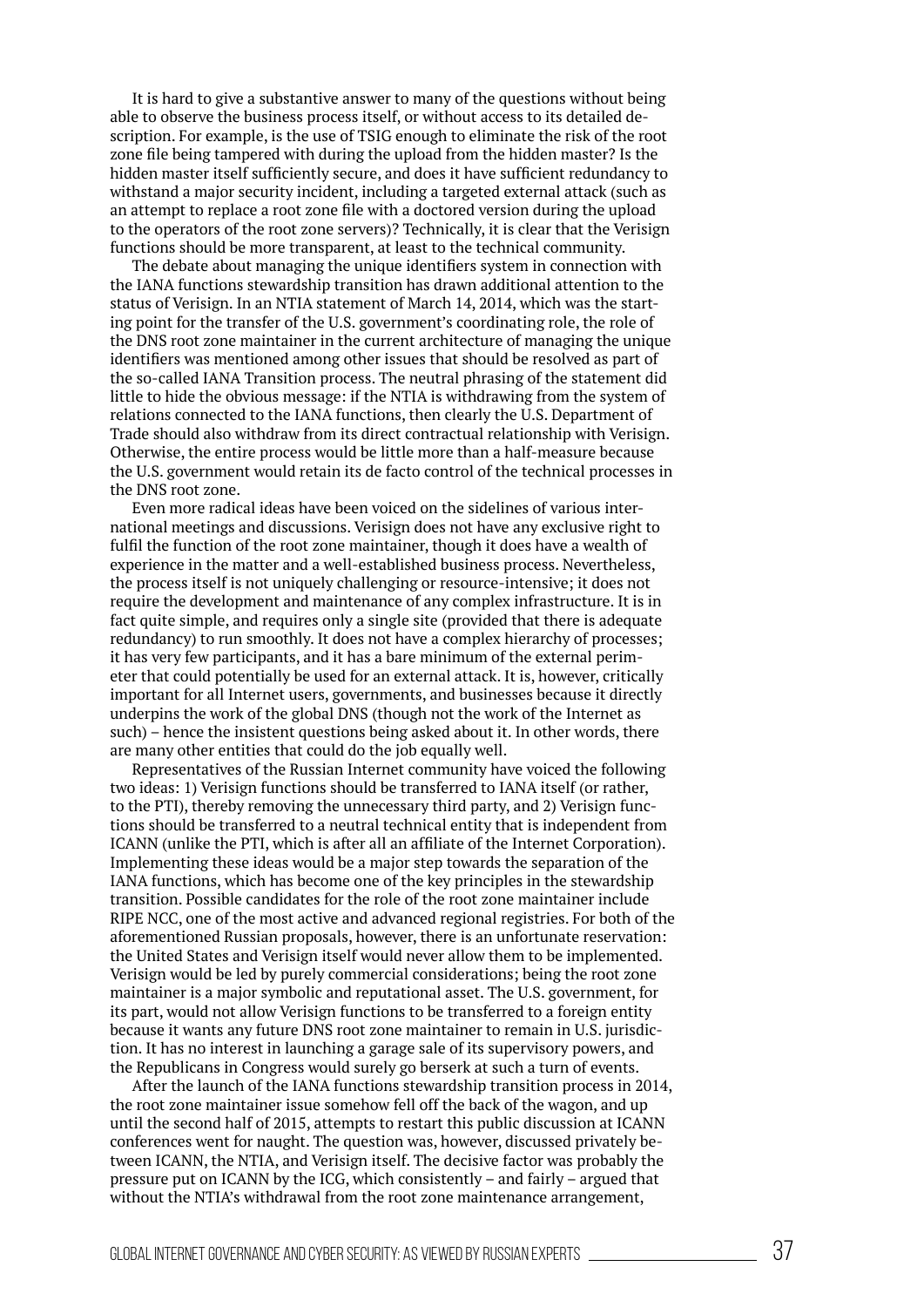It is hard to give a substantive answer to many of the questions without being able to observe the business process itself, or without access to its detailed description. For example, is the use of TSIG enough to eliminate the risk of the root zone file being tampered with during the upload from the hidden master? Is the hidden master itself sufficiently secure, and does it have sufficient redundancy to withstand a major security incident, including a targeted external attack (such as an attempt to replace a root zone file with a doctored version during the upload to the operators of the root zone servers)? Technically, it is clear that the Verisign functions should be more transparent, at least to the technical community.

The debate about managing the unique identifiers system in connection with the IANA functions stewardship transition has drawn additional attention to the status of Verisign. In an NTIA statement of March 14, 2014, which was the starting point for the transfer of the U.S. government's coordinating role, the role of the DNS root zone maintainer in the current architecture of managing the unique identifiers was mentioned among other issues that should be resolved as part of the so-called IANA Transition process. The neutral phrasing of the statement did little to hide the obvious message: if the NTIA is withdrawing from the system of relations connected to the IANA functions, then clearly the U.S. Department of Trade should also withdraw from its direct contractual relationship with Verisign. Otherwise, the entire process would be little more than a half-measure because the U.S. government would retain its de facto control of the technical processes in the DNS root zone.

Even more radical ideas have been voiced on the sidelines of various international meetings and discussions. Verisign does not have any exclusive right to fulfil the function of the root zone maintainer, though it does have a wealth of experience in the matter and a well-established business process. Nevertheless, the process itself is not uniquely challenging or resource-intensive; it does not require the development and maintenance of any complex infrastructure. It is in fact quite simple, and requires only a single site (provided that there is adequate redundancy) to run smoothly. It does not have a complex hierarchy of processes; it has very few participants, and it has a bare minimum of the external perimeter that could potentially be used for an external attack. It is, however, critically important for all Internet users, governments, and businesses because it directly underpins the work of the global DNS (though not the work of the Internet as such) – hence the insistent questions being asked about it. In other words, there are many other entities that could do the job equally well.

Representatives of the Russian Internet community have voiced the following two ideas: 1) Verisign functions should be transferred to IANA itself (or rather, to the PTI), thereby removing the unnecessary third party, and 2) Verisign functions should be transferred to a neutral technical entity that is independent from ICANN (unlike the PTI, which is after all an affiliate of the Internet Corporation). Implementing these ideas would be a major step towards the separation of the IANA functions, which has become one of the key principles in the stewardship transition. Possible candidates for the role of the root zone maintainer include RIPE NCC, one of the most active and advanced regional registries. For both of the aforementioned Russian proposals, however, there is an unfortunate reservation: the United States and Verisign itself would never allow them to be implemented. Verisign would be led by purely commercial considerations; being the root zone maintainer is a major symbolic and reputational asset. The U.S. government, for its part, would not allow Verisign functions to be transferred to a foreign entity because it wants any future DNS root zone maintainer to remain in U.S. jurisdiction. It has no interest in launching a garage sale of its supervisory powers, and the Republicans in Congress would surely go berserk at such a turn of events.

After the launch of the IANA functions stewardship transition process in 2014, the root zone maintainer issue somehow fell off the back of the wagon, and up until the second half of 2015, attempts to restart this public discussion at ICANN conferences went for naught. The question was, however, discussed privately between ICANN, the NTIA, and Verisign itself. The decisive factor was probably the pressure put on ICANN by the ICG, which consistently – and fairly – argued that without the NTIA's withdrawal from the root zone maintenance arrangement,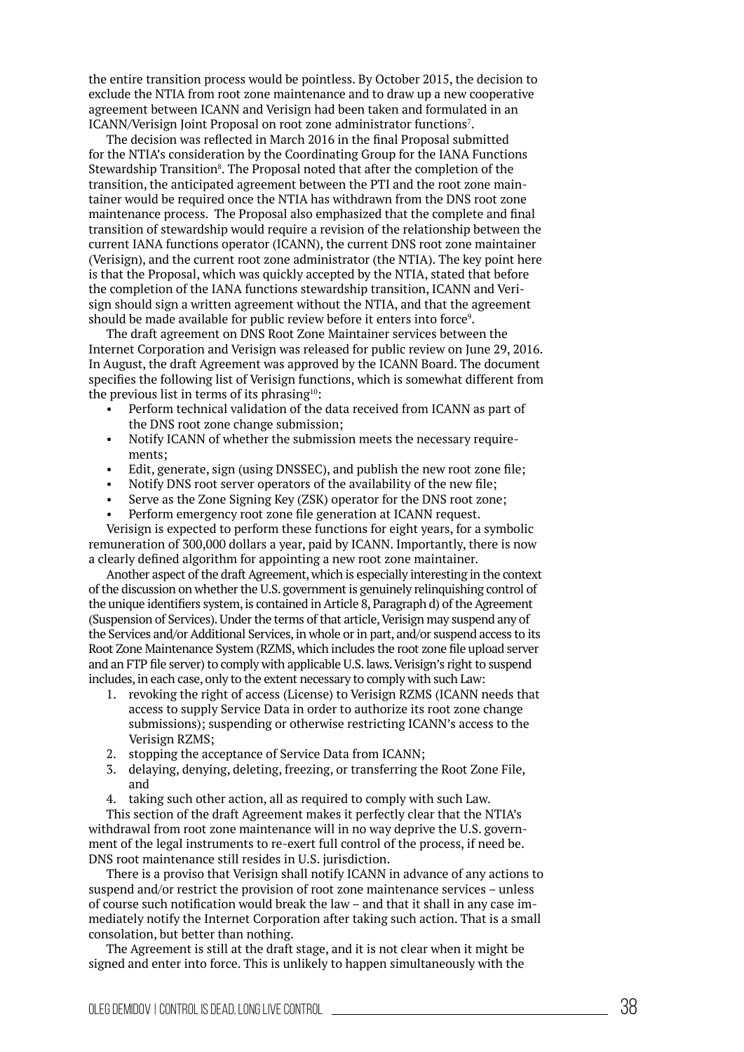the entire transition process would be pointless. By October 2015, the decision to exclude the NTIA from root zone maintenance and to draw up a new cooperative agreement between ICANN and Verisign had been taken and formulated in an ICANN/Verisign Joint Proposal on root zone administrator functions[7].

The decision was reflected in March 2016 in the final Proposal submitted for the NTIA's consideration by the Coordinating Group for the IANA Functions Stewardship Transition[8]. The Proposal noted that after the completion of the transition, the anticipated agreement between the PTI and the root zone maintainer would be required once the NTIA has withdrawn from the DNS root zone maintenance process. The Proposal also emphasized that the complete and final transition of stewardship would require a revision of the relationship between the current IANA functions operator (ICANN), the current DNS root zone maintainer (Verisign), and the current root zone administrator (the NTIA). The key point here is that the Proposal, which was quickly accepted by the NTIA, stated that before the completion of the IANA functions stewardship transition, ICANN and Verisign should sign a written agreement without the NTIA, and that the agreement should be made available for public review before it enters into force[9].

The draft agreement on DNS Root Zone Maintainer services between the Internet Corporation and Verisign was released for public review on June 29, 2016. In August, the draft Agreement was approved by the ICANN Board. The document specifies the following list of Verisign functions, which is somewhat different from the previous list in terms of its phrasing[10]:

- Perform technical validation of the data received from ICANN as part of the DNS root zone change submission;
- Notify ICANN of whether the submission meets the necessary requirements;
- Edit, generate, sign (using DNSSEC), and publish the new root zone file;
- Notify DNS root server operators of the availability of the new file;
- Serve as the Zone Signing Key (ZSK) operator for the DNS root zone;
- Perform emergency root zone file generation at ICANN request.

Verisign is expected to perform these functions for eight years, for a symbolic remuneration of 300,000 dollars a year, paid by ICANN. Importantly, there is now a clearly defined algorithm for appointing a new root zone maintainer.

Another aspect of the draft Agreement, which is especially interesting in the context of the discussion on whether the U.S. government is genuinely relinquishing control of the unique identifiers system, is contained in Article 8, Paragraph d) of the Agreement (Suspension of Services). Under the terms of that article, Verisign may suspend any of the Services and/or Additional Services, in whole or in part, and/or suspend access to its Root Zone Maintenance System (RZMS, which includes the root zone file upload server and an FTP file server) to comply with applicable U.S. laws. Verisign's right to suspend includes, in each case, only to the extent necessary to comply with such Law:

1. revoking the right of access (License) to Verisign RZMS (ICANN needs that access to supply Service Data in order to authorize its root zone change submissions); suspending or otherwise restricting ICANN's access to the Verisign RZMS;
2. stopping the acceptance of Service Data from ICANN;
3. delaying, denying, deleting, freezing, or transferring the Root Zone File, and
4. taking such other action, all as required to comply with such Law.

This section of the draft Agreement makes it perfectly clear that the NTIA's withdrawal from root zone maintenance will in no way deprive the U.S. government of the legal instruments to re-exert full control of the process, if need be. DNS root maintenance still resides in U.S. jurisdiction.

There is a proviso that Verisign shall notify ICANN in advance of any actions to suspend and/or restrict the provision of root zone maintenance services – unless of course such notification would break the law – and that it shall in any case immediately notify the Internet Corporation after taking such action. That is a small consolation, but better than nothing.

The Agreement is still at the draft stage, and it is not clear when it might be signed and enter into force. This is unlikely to happen simultaneously with the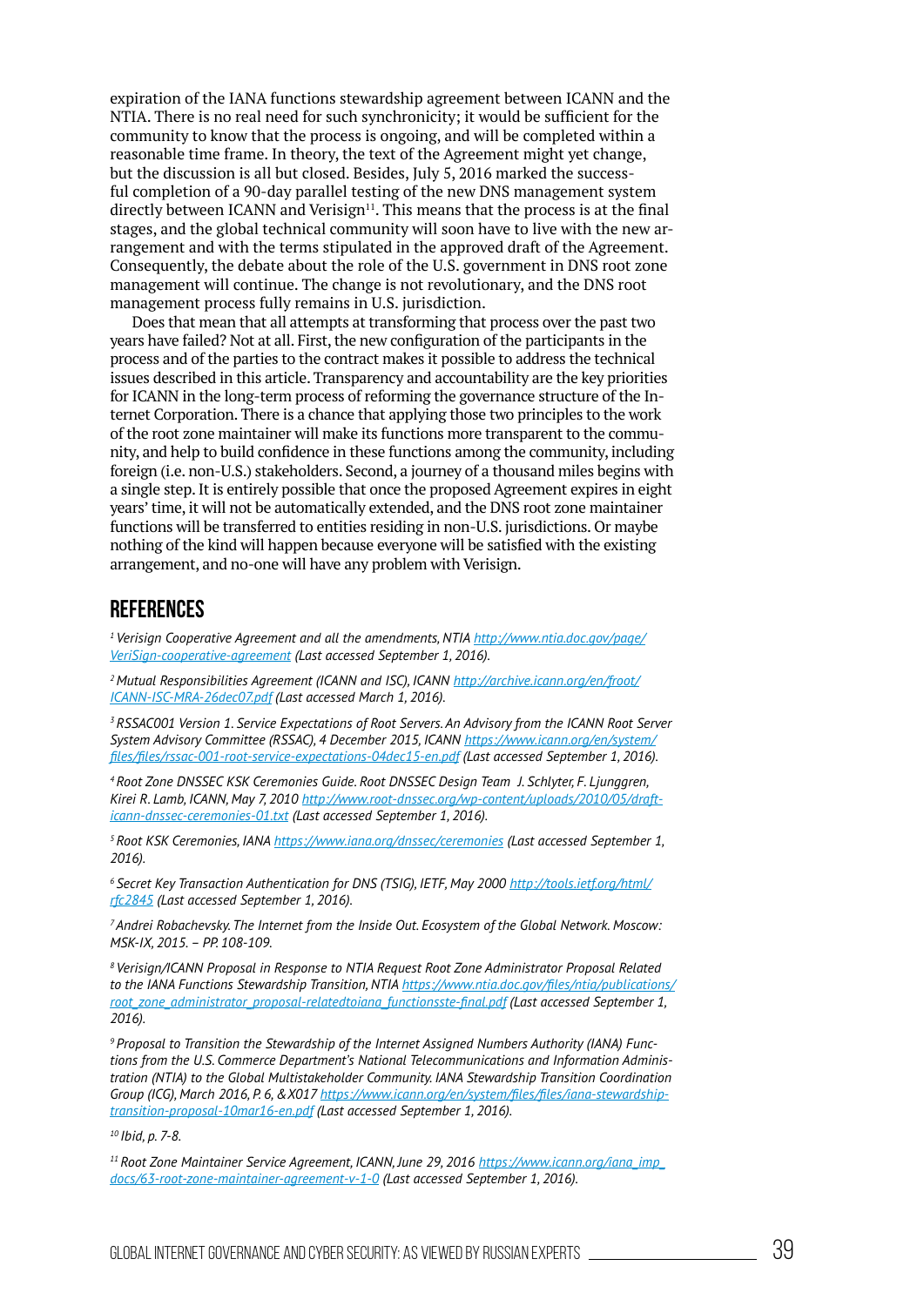expiration of the IANA functions stewardship agreement between ICANN and the NTIA. There is no real need for such synchronicity; it would be sufficient for the community to know that the process is ongoing, and will be completed within a reasonable time frame. In theory, the text of the Agreement might yet change, but the discussion is all but closed. Besides, July 5, 2016 marked the successful completion of a 90-day parallel testing of the new DNS management system directly between ICANN and Verisign[11]. This means that the process is at the final stages, and the global technical community will soon have to live with the new arrangement and with the terms stipulated in the approved draft of the Agreement. Consequently, the debate about the role of the U.S. government in DNS root zone management will continue. The change is not revolutionary, and the DNS root management process fully remains in U.S. jurisdiction.

Does that mean that all attempts at transforming that process over the past two years have failed? Not at all. First, the new configuration of the participants in the process and of the parties to the contract makes it possible to address the technical issues described in this article. Transparency and accountability are the key priorities for ICANN in the long-term process of reforming the governance structure of the Internet Corporation. There is a chance that applying those two principles to the work of the root zone maintainer will make its functions more transparent to the community, and help to build confidence in these functions among the community, including foreign (i.e. non-U.S.) stakeholders. Second, a journey of a thousand miles begins with a single step. It is entirely possible that once the proposed Agreement expires in eight years' time, it will not be automatically extended, and the DNS root zone maintainer functions will be transferred to entities residing in non-U.S. jurisdictions. Or maybe nothing of the kind will happen because everyone will be satisfied with the existing arrangement, and no-one will have any problem with Verisign.

## References

*[1] Verisign Cooperative Agreement and all the amendments, NTIA http://www.ntia.doc.gov/page/VeriSign-cooperative-agreement (Last accessed September 1, 2016).*

*[2] Mutual Responsibilities Agreement (ICANN and ISC), ICANN http://archive.icann.org/en/froot/ICANN-ISC-MRA-26dec07.pdf (Last accessed March 1, 2016).*

*[3] RSSAC001 Version 1. Service Expectations of Root Servers. An Advisory from the ICANN Root Server System Advisory Committee (RSSAC), 4 December 2015, ICANN https://www.icann.org/en/system/files/files/rssac-001-root-service-expectations-04dec15-en.pdf (Last accessed September 1, 2016).*

*[4] Root Zone DNSSEC KSK Ceremonies Guide. Root DNSSEC Design Team J. Schlyter, F. Ljunggren, Kirei R. Lamb, ICANN, May 7, 2010 http://www.root-dnssec.org/wp-content/uploads/2010/05/draft-icann-dnssec-ceremonies-01.txt (Last accessed September 1, 2016).*

*[5] Root KSK Ceremonies, IANA https://www.iana.org/dnssec/ceremonies (Last accessed September 1, 2016).*

*[6] Secret Key Transaction Authentication for DNS (TSIG), IETF, May 2000 http://tools.ietf.org/html/rfc2845 (Last accessed September 1, 2016).*

*[7] Andrei Robachevsky. The Internet from the Inside Out. Ecosystem of the Global Network. Moscow: MSK-IX, 2015. – PP. 108-109.*

*[8] Verisign/ICANN Proposal in Response to NTIA Request Root Zone Administrator Proposal Related to the IANA Functions Stewardship Transition, NTIA https://www.ntia.doc.gov/files/ntia/publications/root_zone_administrator_proposal-relatedtoiana_functionsste-final.pdf (Last accessed September 1, 2016).*

*[9] Proposal to Transition the Stewardship of the Internet Assigned Numbers Authority (IANA) Functions from the U.S. Commerce Department's National Telecommunications and Information Administration (NTIA) to the Global Multistakeholder Community. IANA Stewardship Transition Coordination Group (ICG), March 2016, P. 6, & X017 https://www.icann.org/en/system/files/files/iana-stewardship-transition-proposal-10mar16-en.pdf (Last accessed September 1, 2016).*

*[10] Ibid, p. 7-8.*

*[11] Root Zone Maintainer Service Agreement, ICANN, June 29, 2016 https://www.icann.org/iana_imp_docs/63-root-zone-maintainer-agreement-v-1-0 (Last accessed September 1, 2016).*